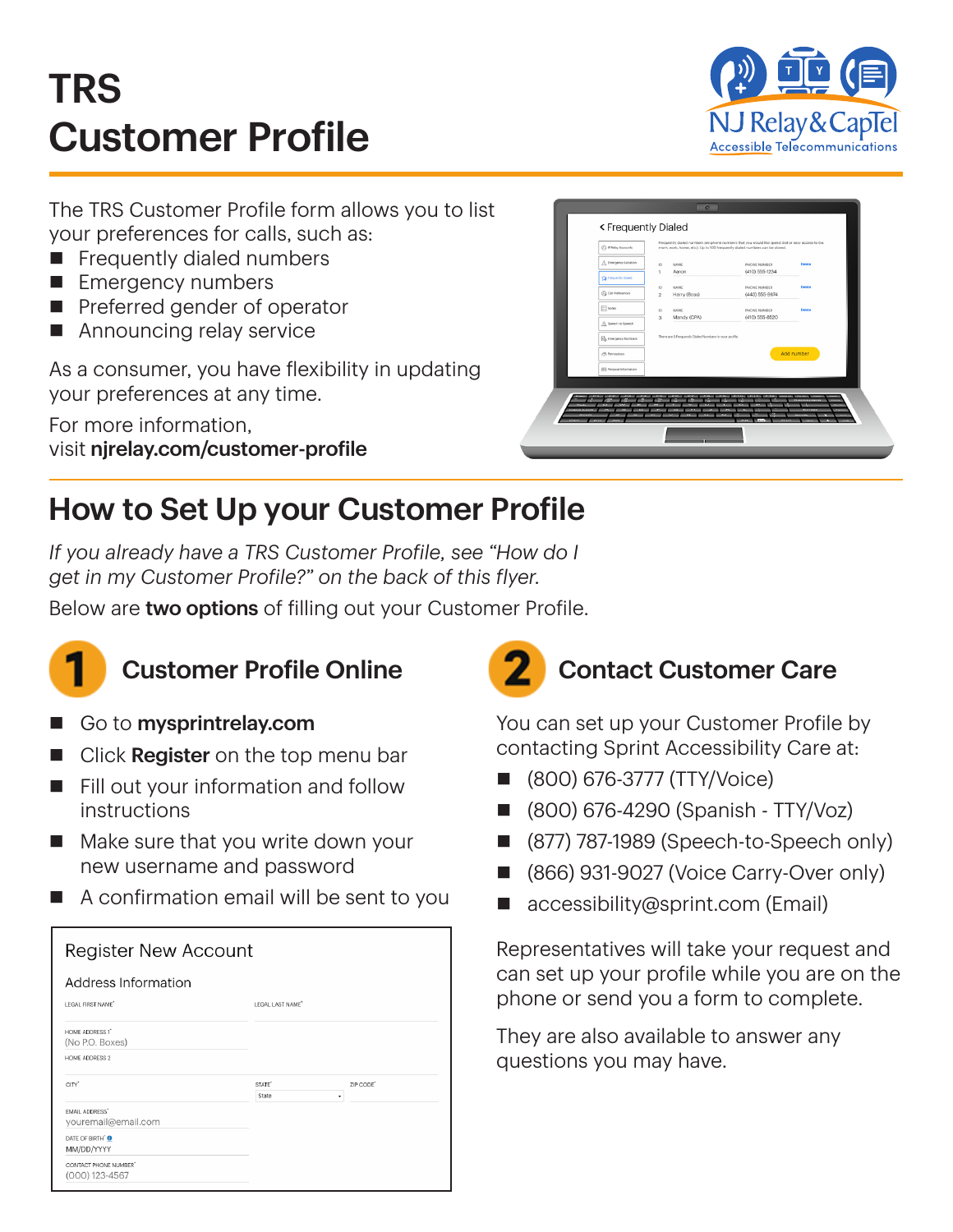# TRS Customer Profile

The TRS Customer Profile form allows you to list your preferences for calls, such as:

- Frequently dialed numbers
- Emergency numbers
- Preferred gender of operator
- Announcing relay service

As a consumer, you have flexibility in updating your preferences at any time.

For more information,
visit **njrelay.com/customer-profile**

## How to Set Up your Customer Profile

*If you already have a TRS Customer Profile, see "How do I get in my Customer Profile?" on the back of this flyer.*

Below are **two options** of filling out your Customer Profile.

### 1 Customer Profile Online

- Go to **mysprintrelay.com**
- Click **Register** on the top menu bar
- Fill out your information and follow instructions
- Make sure that you write down your new username and password
- A confirmation email will be sent to you

### 2 Contact Customer Care

You can set up your Customer Profile by contacting Sprint Accessibility Care at:

- (800) 676-3777 (TTY/Voice)
- (800) 676-4290 (Spanish - TTY/Voz)
- (877) 787-1989 (Speech-to-Speech only)
- (866) 931-9027 (Voice Carry-Over only)
- accessibility@sprint.com (Email)

Representatives will take your request and can set up your profile while you are on the phone or send you a form to complete.

They are also available to answer any questions you may have.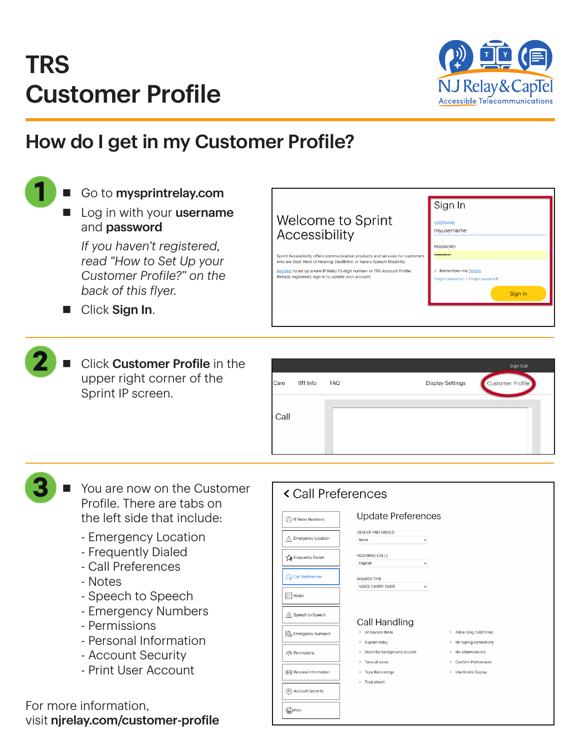# TRS Customer Profile

NJ Relay & CapTel
Accessible Telecommunications

## How do I get in my Customer Profile?

**1**

- Go to **mysprintrelay.com**
- Log in with your **username** and **password**

  *If you haven't registered, read "How to Set Up your Customer Profile?" on the back of this flyer.*
- Click **Sign In**.

**2**

- Click **Customer Profile** in the upper right corner of the Sprint IP screen.

**3**

- You are now on the Customer Profile. There are tabs on the left side that include:

  - Emergency Location
  - Frequently Dialed
  - Call Preferences
  - Notes
  - Speech to Speech
  - Emergency Numbers
  - Permissions
  - Personal Information
  - Account Security
  - Print User Account

For more information, visit **njrelay.com/customer-profile**